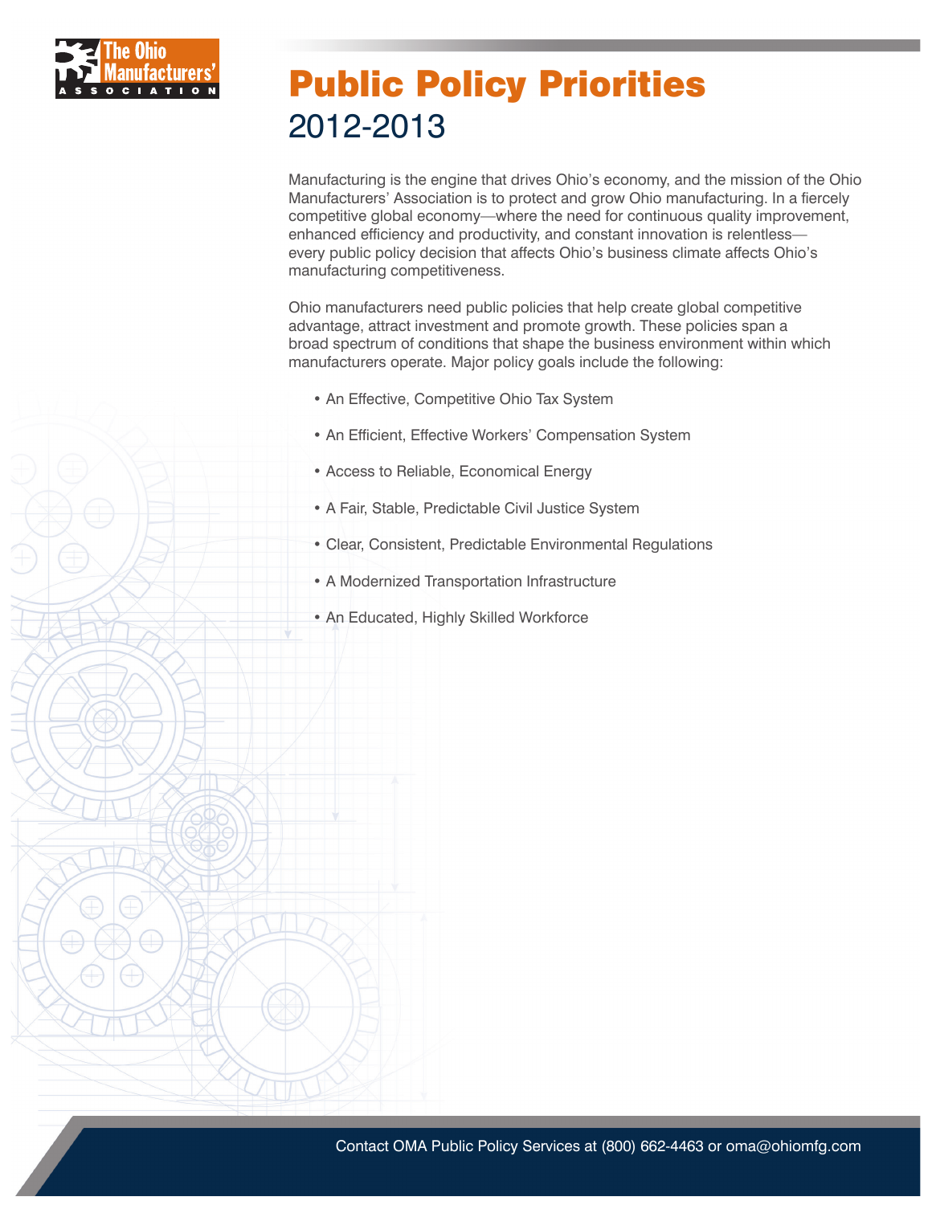The Ohio Manufacturers' Association

# Public Policy Priorities

## 2012-2013

Manufacturing is the engine that drives Ohio's economy, and the mission of the Ohio Manufacturers' Association is to protect and grow Ohio manufacturing. In a fiercely competitive global economy—where the need for continuous quality improvement, enhanced efficiency and productivity, and constant innovation is relentless—every public policy decision that affects Ohio's business climate affects Ohio's manufacturing competitiveness.

Ohio manufacturers need public policies that help create global competitive advantage, attract investment and promote growth. These policies span a broad spectrum of conditions that shape the business environment within which manufacturers operate. Major policy goals include the following:

- An Effective, Competitive Ohio Tax System
- An Efficient, Effective Workers' Compensation System
- Access to Reliable, Economical Energy
- A Fair, Stable, Predictable Civil Justice System
- Clear, Consistent, Predictable Environmental Regulations
- A Modernized Transportation Infrastructure
- An Educated, Highly Skilled Workforce

Contact OMA Public Policy Services at (800) 662-4463 or oma@ohiomfg.com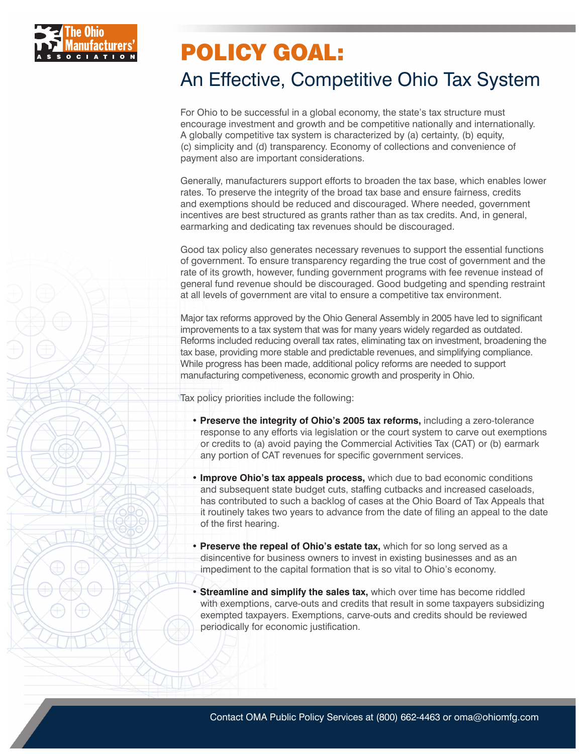# POLICY GOAL:

## An Effective, Competitive Ohio Tax System

For Ohio to be successful in a global economy, the state's tax structure must encourage investment and growth and be competitive nationally and internationally. A globally competitive tax system is characterized by (a) certainty, (b) equity, (c) simplicity and (d) transparency. Economy of collections and convenience of payment also are important considerations.

Generally, manufacturers support efforts to broaden the tax base, which enables lower rates. To preserve the integrity of the broad tax base and ensure fairness, credits and exemptions should be reduced and discouraged. Where needed, government incentives are best structured as grants rather than as tax credits. And, in general, earmarking and dedicating tax revenues should be discouraged.

Good tax policy also generates necessary revenues to support the essential functions of government. To ensure transparency regarding the true cost of government and the rate of its growth, however, funding government programs with fee revenue instead of general fund revenue should be discouraged. Good budgeting and spending restraint at all levels of government are vital to ensure a competitive tax environment.

Major tax reforms approved by the Ohio General Assembly in 2005 have led to significant improvements to a tax system that was for many years widely regarded as outdated. Reforms included reducing overall tax rates, eliminating tax on investment, broadening the tax base, providing more stable and predictable revenues, and simplifying compliance. While progress has been made, additional policy reforms are needed to support manufacturing competiveness, economic growth and prosperity in Ohio.

Tax policy priorities include the following:

- **Preserve the integrity of Ohio's 2005 tax reforms,** including a zero-tolerance response to any efforts via legislation or the court system to carve out exemptions or credits to (a) avoid paying the Commercial Activities Tax (CAT) or (b) earmark any portion of CAT revenues for specific government services.
- **Improve Ohio's tax appeals process,** which due to bad economic conditions and subsequent state budget cuts, staffing cutbacks and increased caseloads, has contributed to such a backlog of cases at the Ohio Board of Tax Appeals that it routinely takes two years to advance from the date of filing an appeal to the date of the first hearing.
- **Preserve the repeal of Ohio's estate tax,** which for so long served as a disincentive for business owners to invest in existing businesses and as an impediment to the capital formation that is so vital to Ohio's economy.
- **Streamline and simplify the sales tax,** which over time has become riddled with exemptions, carve-outs and credits that result in some taxpayers subsidizing exempted taxpayers. Exemptions, carve-outs and credits should be reviewed periodically for economic justification.

Contact OMA Public Policy Services at (800) 662-4463 or oma@ohiomfg.com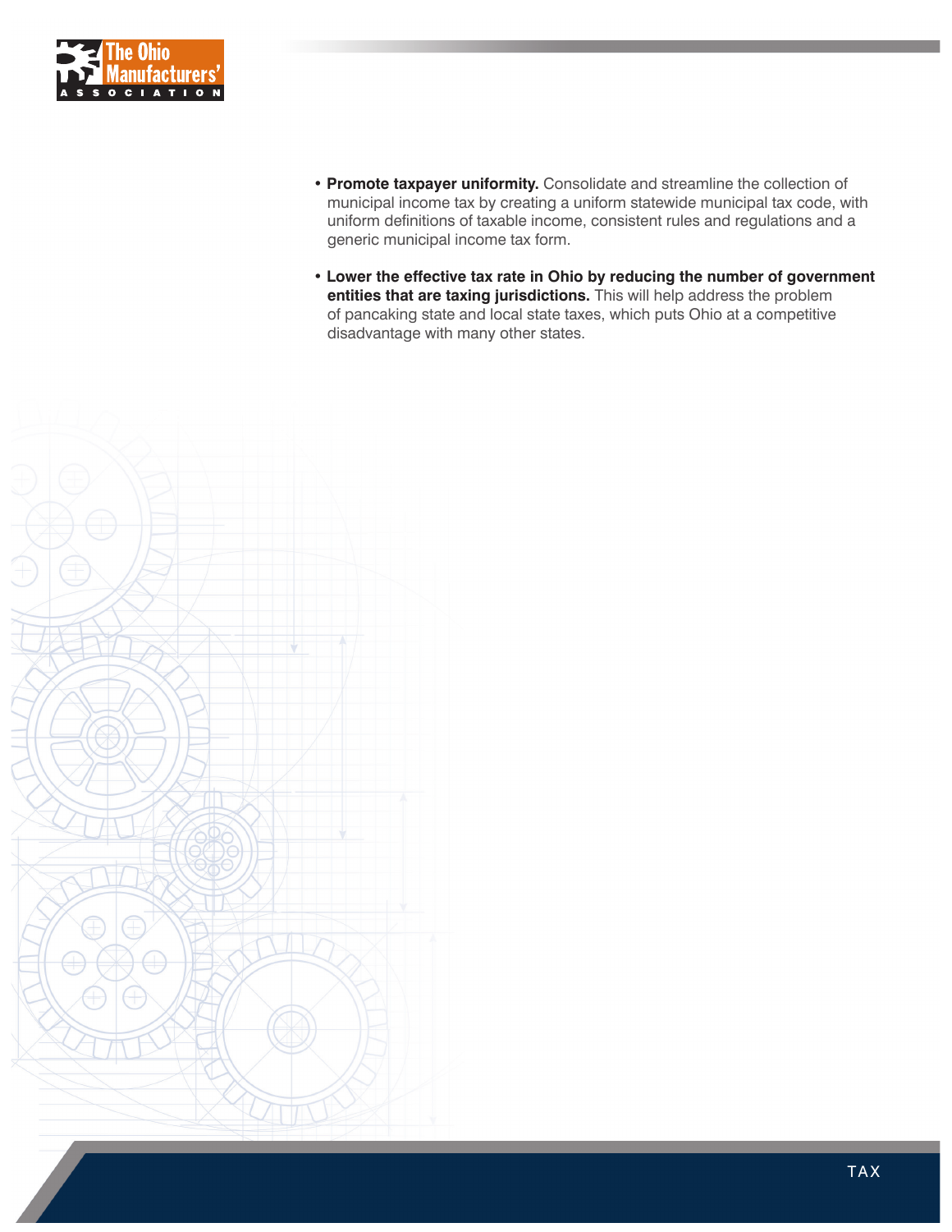- **Promote taxpayer uniformity.** Consolidate and streamline the collection of municipal income tax by creating a uniform statewide municipal tax code, with uniform definitions of taxable income, consistent rules and regulations and a generic municipal income tax form.

- **Lower the effective tax rate in Ohio by reducing the number of government entities that are taxing jurisdictions.** This will help address the problem of pancaking state and local state taxes, which puts Ohio at a competitive disadvantage with many other states.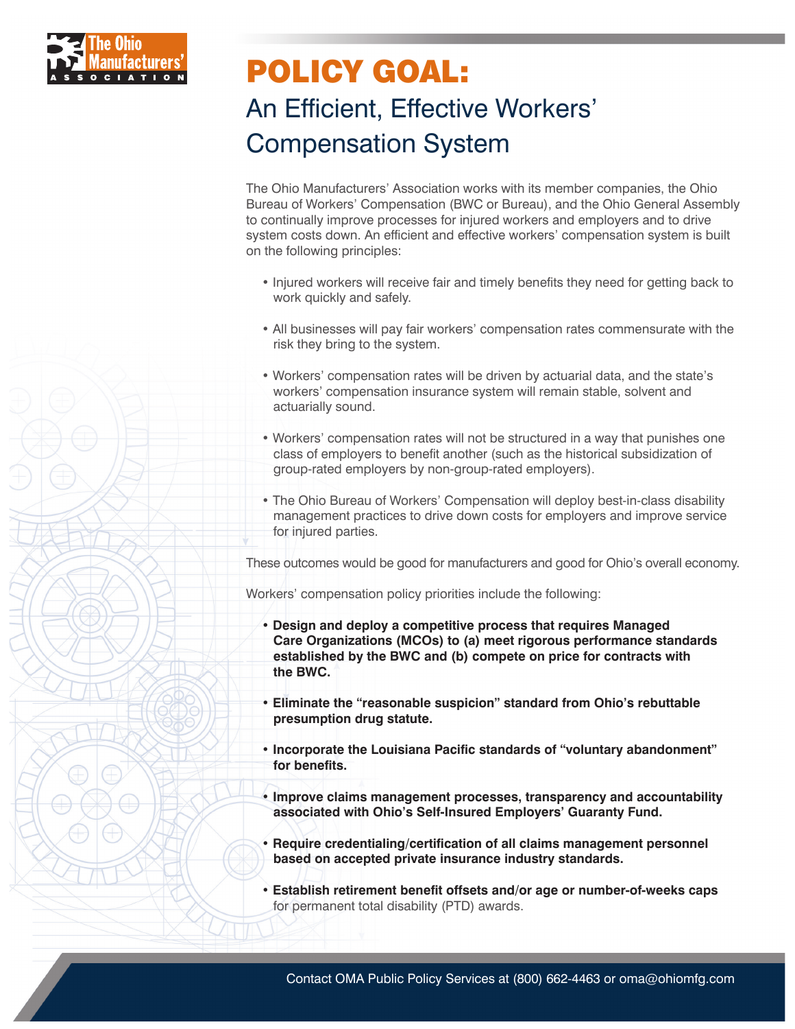# POLICY GOAL:

## An Efficient, Effective Workers' Compensation System

The Ohio Manufacturers' Association works with its member companies, the Ohio Bureau of Workers' Compensation (BWC or Bureau), and the Ohio General Assembly to continually improve processes for injured workers and employers and to drive system costs down. An efficient and effective workers' compensation system is built on the following principles:

- Injured workers will receive fair and timely benefits they need for getting back to work quickly and safely.
- All businesses will pay fair workers' compensation rates commensurate with the risk they bring to the system.
- Workers' compensation rates will be driven by actuarial data, and the state's workers' compensation insurance system will remain stable, solvent and actuarially sound.
- Workers' compensation rates will not be structured in a way that punishes one class of employers to benefit another (such as the historical subsidization of group-rated employers by non-group-rated employers).
- The Ohio Bureau of Workers' Compensation will deploy best-in-class disability management practices to drive down costs for employers and improve service for injured parties.

These outcomes would be good for manufacturers and good for Ohio's overall economy.

Workers' compensation policy priorities include the following:

- **Design and deploy a competitive process that requires Managed Care Organizations (MCOs) to (a) meet rigorous performance standards established by the BWC and (b) compete on price for contracts with the BWC.**
- **Eliminate the "reasonable suspicion" standard from Ohio's rebuttable presumption drug statute.**
- **Incorporate the Louisiana Pacific standards of "voluntary abandonment" for benefits.**
- **Improve claims management processes, transparency and accountability associated with Ohio's Self-Insured Employers' Guaranty Fund.**
- **Require credentialing/certification of all claims management personnel based on accepted private insurance industry standards.**
- **Establish retirement benefit offsets and/or age or number-of-weeks caps** for permanent total disability (PTD) awards.

Contact OMA Public Policy Services at (800) 662-4463 or oma@ohiomfg.com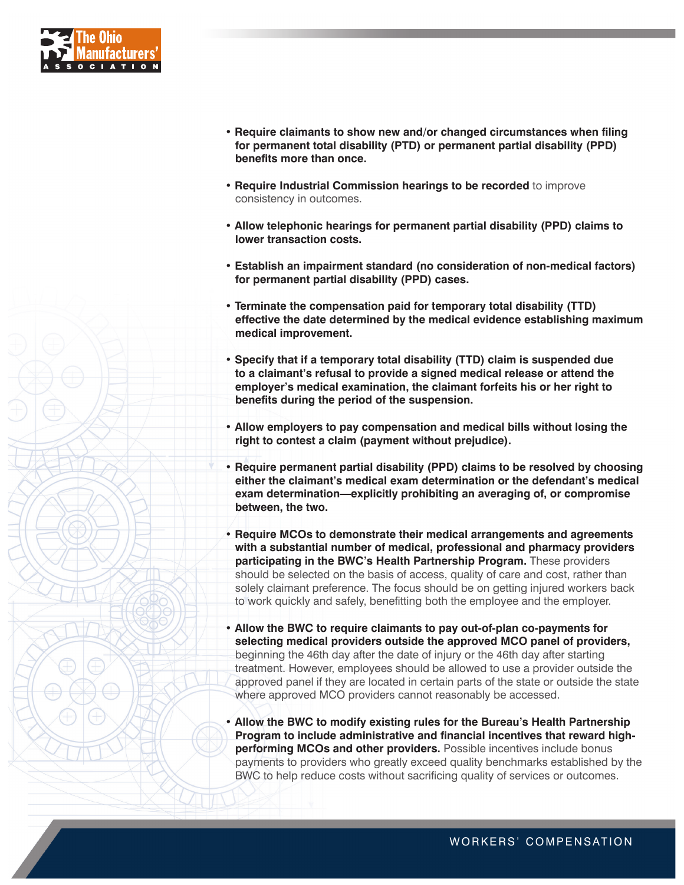- **Require claimants to show new and/or changed circumstances when filing for permanent total disability (PTD) or permanent partial disability (PPD) benefits more than once.**

- **Require Industrial Commission hearings to be recorded** to improve consistency in outcomes.

- **Allow telephonic hearings for permanent partial disability (PPD) claims to lower transaction costs.**

- **Establish an impairment standard (no consideration of non-medical factors) for permanent partial disability (PPD) cases.**

- **Terminate the compensation paid for temporary total disability (TTD) effective the date determined by the medical evidence establishing maximum medical improvement.**

- **Specify that if a temporary total disability (TTD) claim is suspended due to a claimant's refusal to provide a signed medical release or attend the employer's medical examination, the claimant forfeits his or her right to benefits during the period of the suspension.**

- **Allow employers to pay compensation and medical bills without losing the right to contest a claim (payment without prejudice).**

- **Require permanent partial disability (PPD) claims to be resolved by choosing either the claimant's medical exam determination or the defendant's medical exam determination—explicitly prohibiting an averaging of, or compromise between, the two.**

- **Require MCOs to demonstrate their medical arrangements and agreements with a substantial number of medical, professional and pharmacy providers participating in the BWC's Health Partnership Program.** These providers should be selected on the basis of access, quality of care and cost, rather than solely claimant preference. The focus should be on getting injured workers back to work quickly and safely, benefitting both the employee and the employer.

- **Allow the BWC to require claimants to pay out-of-plan co-payments for selecting medical providers outside the approved MCO panel of providers,** beginning the 46th day after the date of injury or the 46th day after starting treatment. However, employees should be allowed to use a provider outside the approved panel if they are located in certain parts of the state or outside the state where approved MCO providers cannot reasonably be accessed.

- **Allow the BWC to modify existing rules for the Bureau's Health Partnership Program to include administrative and financial incentives that reward high-performing MCOs and other providers.** Possible incentives include bonus payments to providers who greatly exceed quality benchmarks established by the BWC to help reduce costs without sacrificing quality of services or outcomes.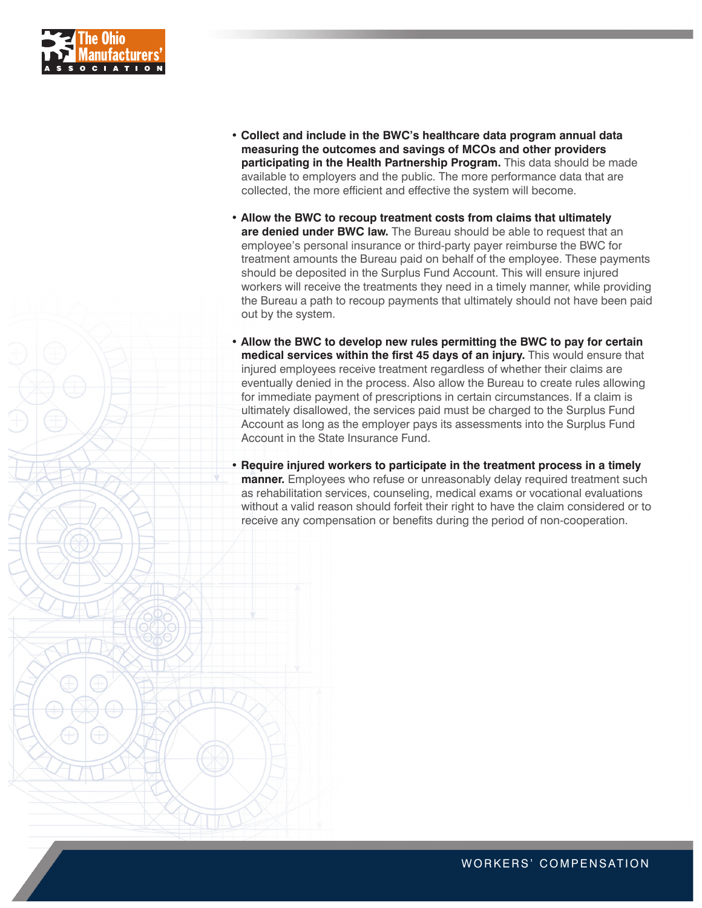- **Collect and include in the BWC's healthcare data program annual data measuring the outcomes and savings of MCOs and other providers participating in the Health Partnership Program.** This data should be made available to employers and the public. The more performance data that are collected, the more efficient and effective the system will become.

- **Allow the BWC to recoup treatment costs from claims that ultimately are denied under BWC law.** The Bureau should be able to request that an employee's personal insurance or third-party payer reimburse the BWC for treatment amounts the Bureau paid on behalf of the employee. These payments should be deposited in the Surplus Fund Account. This will ensure injured workers will receive the treatments they need in a timely manner, while providing the Bureau a path to recoup payments that ultimately should not have been paid out by the system.

- **Allow the BWC to develop new rules permitting the BWC to pay for certain medical services within the first 45 days of an injury.** This would ensure that injured employees receive treatment regardless of whether their claims are eventually denied in the process. Also allow the Bureau to create rules allowing for immediate payment of prescriptions in certain circumstances. If a claim is ultimately disallowed, the services paid must be charged to the Surplus Fund Account as long as the employer pays its assessments into the Surplus Fund Account in the State Insurance Fund.

- **Require injured workers to participate in the treatment process in a timely manner.** Employees who refuse or unreasonably delay required treatment such as rehabilitation services, counseling, medical exams or vocational evaluations without a valid reason should forfeit their right to have the claim considered or to receive any compensation or benefits during the period of non-cooperation.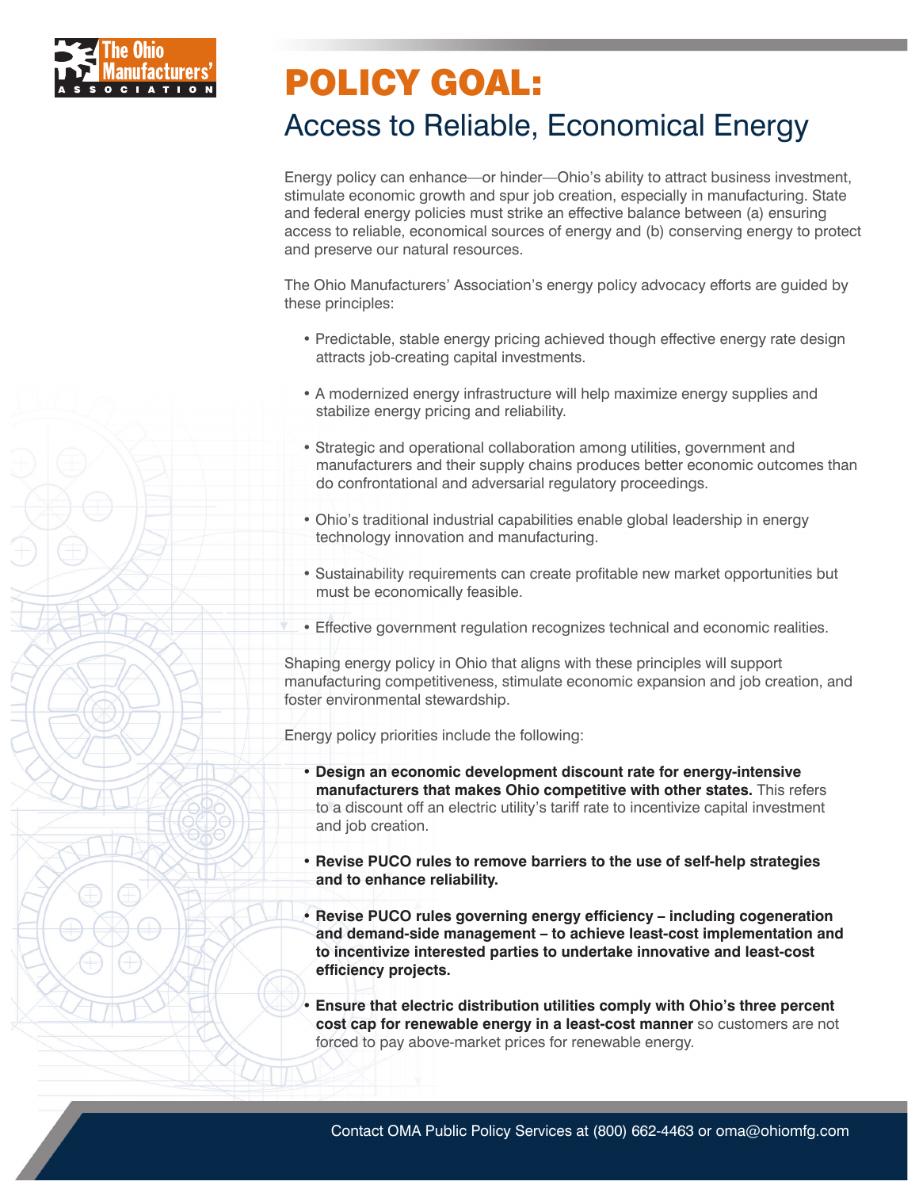# POLICY GOAL:

## Access to Reliable, Economical Energy

Energy policy can enhance—or hinder—Ohio's ability to attract business investment, stimulate economic growth and spur job creation, especially in manufacturing. State and federal energy policies must strike an effective balance between (a) ensuring access to reliable, economical sources of energy and (b) conserving energy to protect and preserve our natural resources.

The Ohio Manufacturers' Association's energy policy advocacy efforts are guided by these principles:

- Predictable, stable energy pricing achieved though effective energy rate design attracts job-creating capital investments.
- A modernized energy infrastructure will help maximize energy supplies and stabilize energy pricing and reliability.
- Strategic and operational collaboration among utilities, government and manufacturers and their supply chains produces better economic outcomes than do confrontational and adversarial regulatory proceedings.
- Ohio's traditional industrial capabilities enable global leadership in energy technology innovation and manufacturing.
- Sustainability requirements can create profitable new market opportunities but must be economically feasible.
- Effective government regulation recognizes technical and economic realities.

Shaping energy policy in Ohio that aligns with these principles will support manufacturing competitiveness, stimulate economic expansion and job creation, and foster environmental stewardship.

Energy policy priorities include the following:

- **Design an economic development discount rate for energy-intensive manufacturers that makes Ohio competitive with other states.** This refers to a discount off an electric utility's tariff rate to incentivize capital investment and job creation.
- **Revise PUCO rules to remove barriers to the use of self-help strategies and to enhance reliability.**
- **Revise PUCO rules governing energy efficiency – including cogeneration and demand-side management – to achieve least-cost implementation and to incentivize interested parties to undertake innovative and least-cost efficiency projects.**
- **Ensure that electric distribution utilities comply with Ohio's three percent cost cap for renewable energy in a least-cost manner** so customers are not forced to pay above-market prices for renewable energy.

Contact OMA Public Policy Services at (800) 662-4463 or oma@ohiomfg.com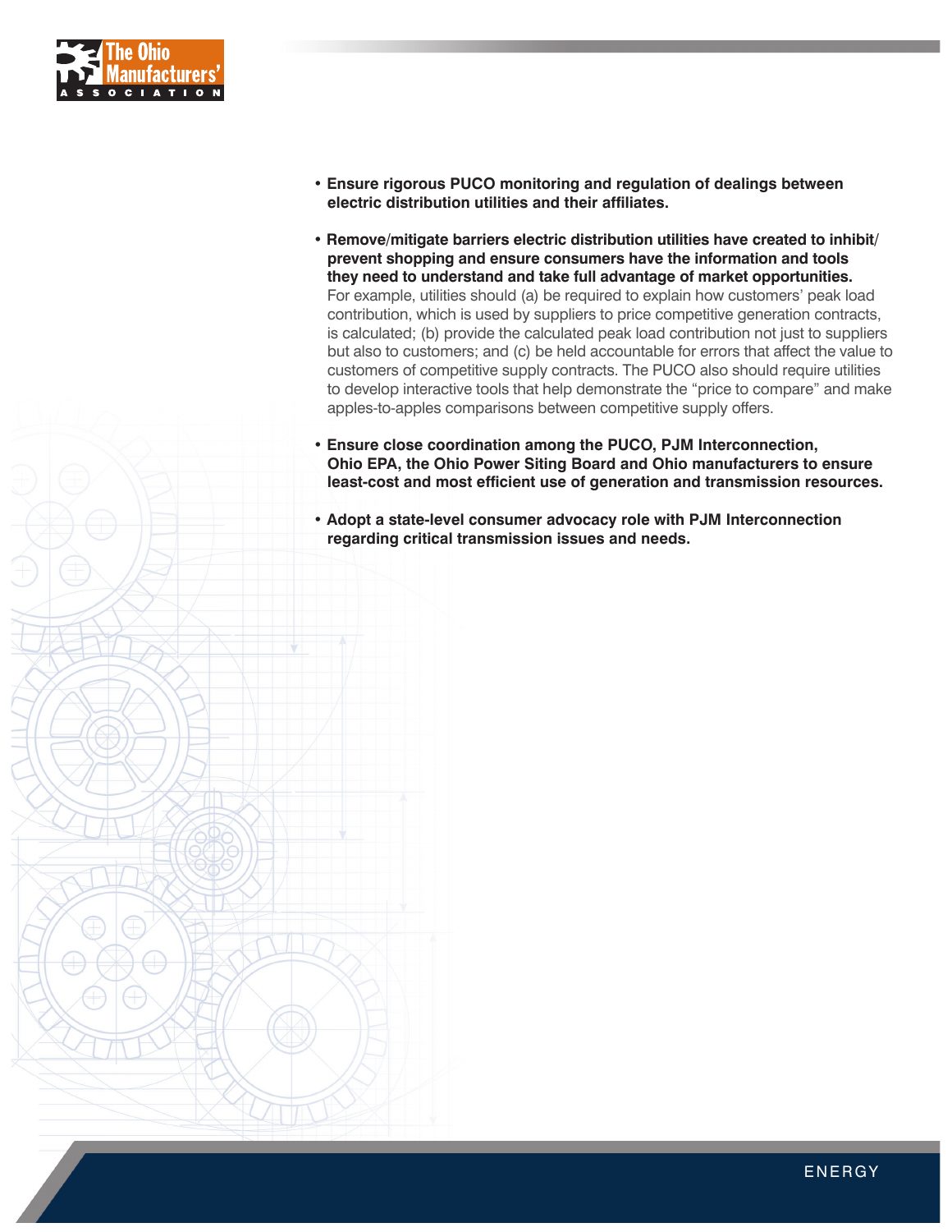- **Ensure rigorous PUCO monitoring and regulation of dealings between electric distribution utilities and their affiliates.**

- **Remove/mitigate barriers electric distribution utilities have created to inhibit/prevent shopping and ensure consumers have the information and tools they need to understand and take full advantage of market opportunities.** For example, utilities should (a) be required to explain how customers' peak load contribution, which is used by suppliers to price competitive generation contracts, is calculated; (b) provide the calculated peak load contribution not just to suppliers but also to customers; and (c) be held accountable for errors that affect the value to customers of competitive supply contracts. The PUCO also should require utilities to develop interactive tools that help demonstrate the "price to compare" and make apples-to-apples comparisons between competitive supply offers.

- **Ensure close coordination among the PUCO, PJM Interconnection, Ohio EPA, the Ohio Power Siting Board and Ohio manufacturers to ensure least-cost and most efficient use of generation and transmission resources.**

- **Adopt a state-level consumer advocacy role with PJM Interconnection regarding critical transmission issues and needs.**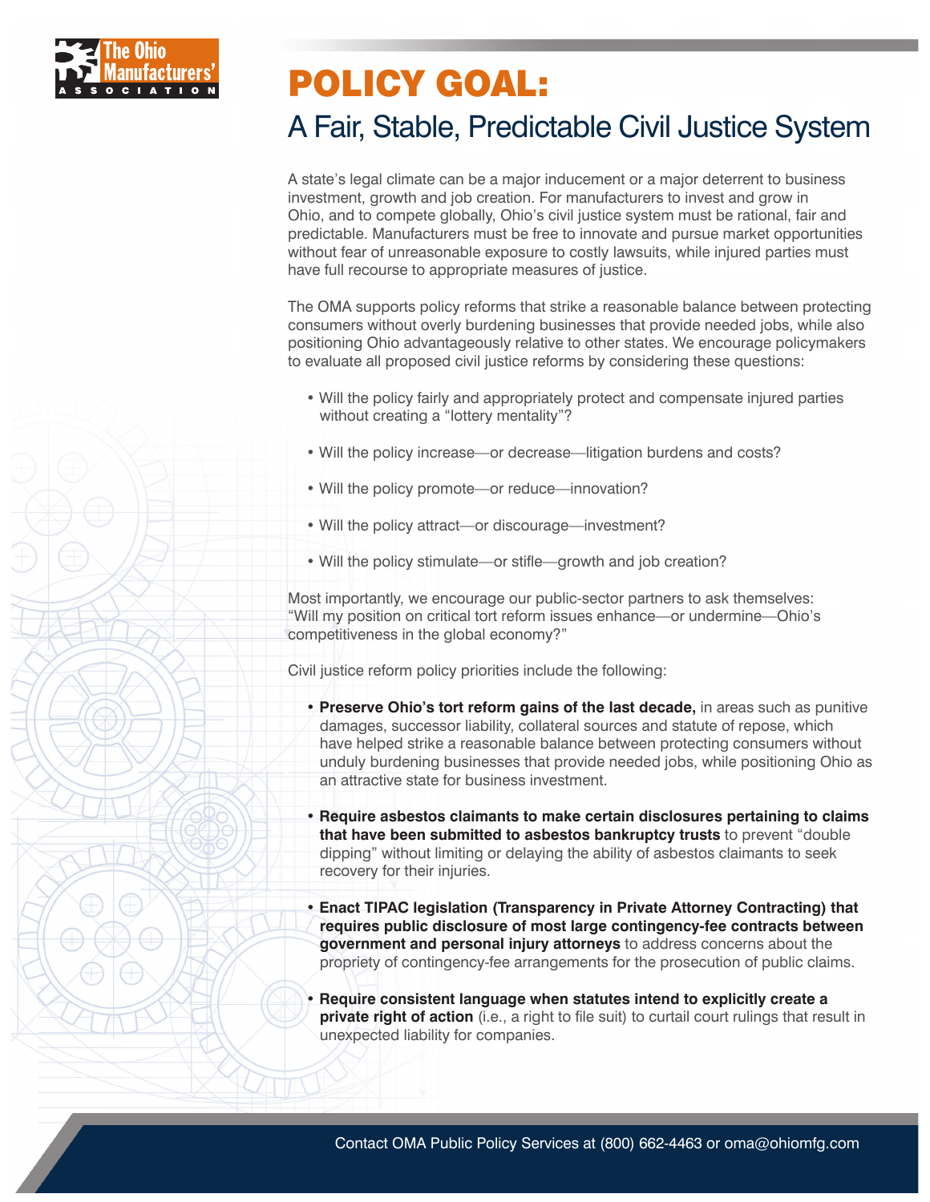# POLICY GOAL:

## A Fair, Stable, Predictable Civil Justice System

A state's legal climate can be a major inducement or a major deterrent to business investment, growth and job creation. For manufacturers to invest and grow in Ohio, and to compete globally, Ohio's civil justice system must be rational, fair and predictable. Manufacturers must be free to innovate and pursue market opportunities without fear of unreasonable exposure to costly lawsuits, while injured parties must have full recourse to appropriate measures of justice.

The OMA supports policy reforms that strike a reasonable balance between protecting consumers without overly burdening businesses that provide needed jobs, while also positioning Ohio advantageously relative to other states. We encourage policymakers to evaluate all proposed civil justice reforms by considering these questions:

- Will the policy fairly and appropriately protect and compensate injured parties without creating a "lottery mentality"?
- Will the policy increase—or decrease—litigation burdens and costs?
- Will the policy promote—or reduce—innovation?
- Will the policy attract—or discourage—investment?
- Will the policy stimulate—or stifle—growth and job creation?

Most importantly, we encourage our public-sector partners to ask themselves: "Will my position on critical tort reform issues enhance—or undermine—Ohio's competitiveness in the global economy?"

Civil justice reform policy priorities include the following:

- **Preserve Ohio's tort reform gains of the last decade,** in areas such as punitive damages, successor liability, collateral sources and statute of repose, which have helped strike a reasonable balance between protecting consumers without unduly burdening businesses that provide needed jobs, while positioning Ohio as an attractive state for business investment.
- **Require asbestos claimants to make certain disclosures pertaining to claims that have been submitted to asbestos bankruptcy trusts** to prevent "double dipping" without limiting or delaying the ability of asbestos claimants to seek recovery for their injuries.
- **Enact TIPAC legislation (Transparency in Private Attorney Contracting) that requires public disclosure of most large contingency-fee contracts between government and personal injury attorneys** to address concerns about the propriety of contingency-fee arrangements for the prosecution of public claims.
- **Require consistent language when statutes intend to explicitly create a private right of action** (i.e., a right to file suit) to curtail court rulings that result in unexpected liability for companies.

Contact OMA Public Policy Services at (800) 662-4463 or oma@ohiomfg.com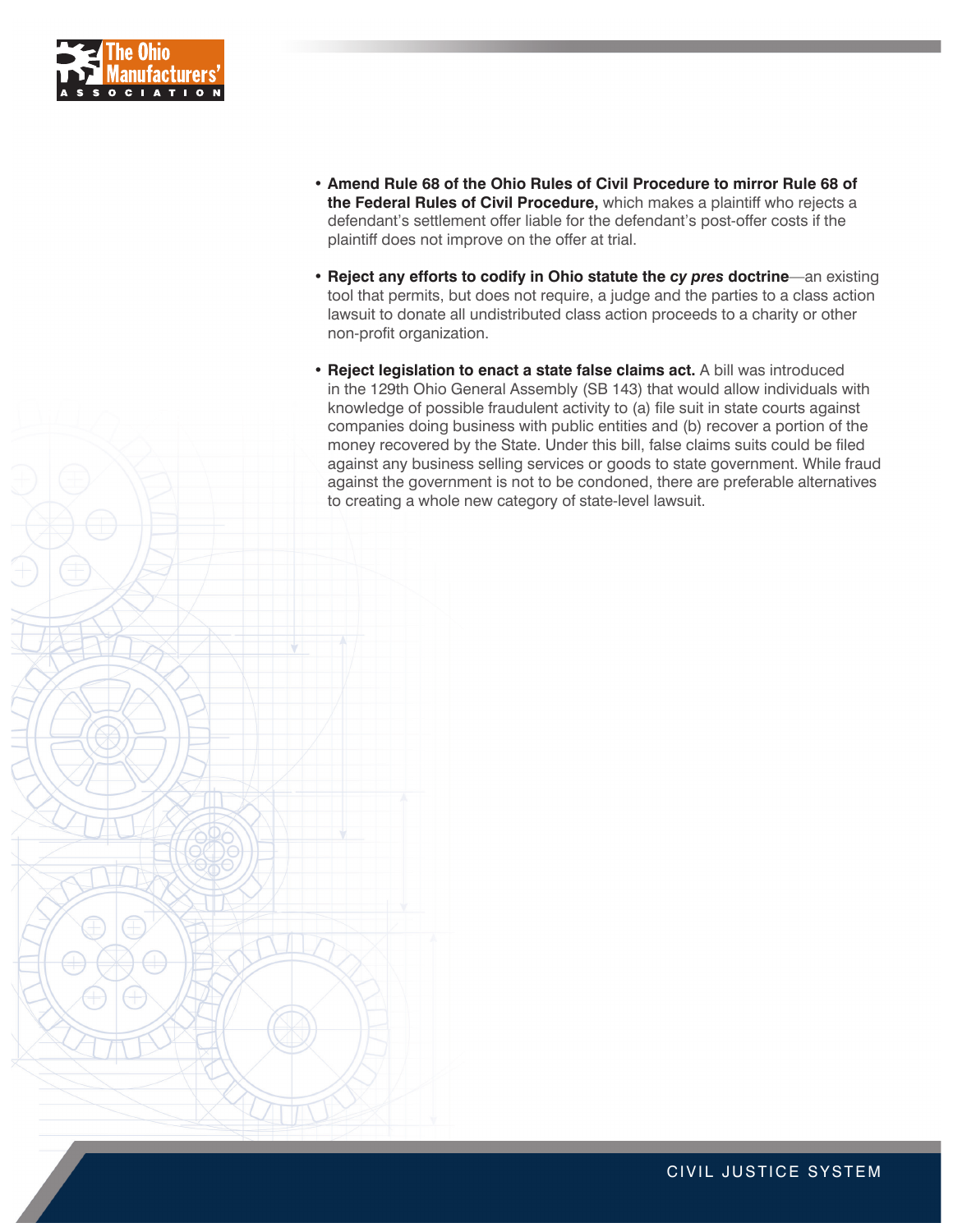- **Amend Rule 68 of the Ohio Rules of Civil Procedure to mirror Rule 68 of the Federal Rules of Civil Procedure,** which makes a plaintiff who rejects a defendant's settlement offer liable for the defendant's post-offer costs if the plaintiff does not improve on the offer at trial.

- **Reject any efforts to codify in Ohio statute the *cy pres* doctrine**—an existing tool that permits, but does not require, a judge and the parties to a class action lawsuit to donate all undistributed class action proceeds to a charity or other non-profit organization.

- **Reject legislation to enact a state false claims act.** A bill was introduced in the 129th Ohio General Assembly (SB 143) that would allow individuals with knowledge of possible fraudulent activity to (a) file suit in state courts against companies doing business with public entities and (b) recover a portion of the money recovered by the State. Under this bill, false claims suits could be filed against any business selling services or goods to state government. While fraud against the government is not to be condoned, there are preferable alternatives to creating a whole new category of state-level lawsuit.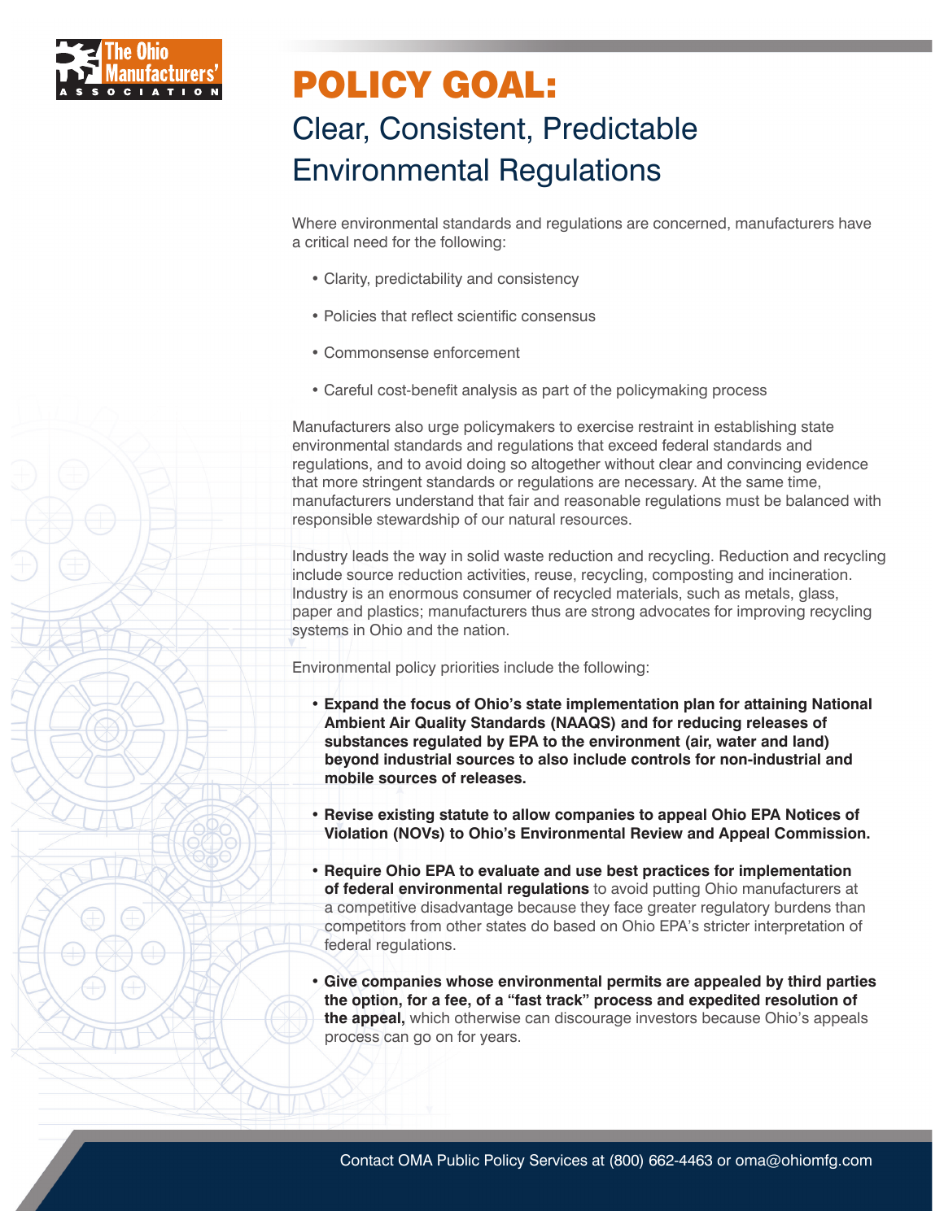# POLICY GOAL:

## Clear, Consistent, Predictable Environmental Regulations

Where environmental standards and regulations are concerned, manufacturers have a critical need for the following:

- Clarity, predictability and consistency
- Policies that reflect scientific consensus
- Commonsense enforcement
- Careful cost-benefit analysis as part of the policymaking process

Manufacturers also urge policymakers to exercise restraint in establishing state environmental standards and regulations that exceed federal standards and regulations, and to avoid doing so altogether without clear and convincing evidence that more stringent standards or regulations are necessary. At the same time, manufacturers understand that fair and reasonable regulations must be balanced with responsible stewardship of our natural resources.

Industry leads the way in solid waste reduction and recycling. Reduction and recycling include source reduction activities, reuse, recycling, composting and incineration. Industry is an enormous consumer of recycled materials, such as metals, glass, paper and plastics; manufacturers thus are strong advocates for improving recycling systems in Ohio and the nation.

Environmental policy priorities include the following:

- **Expand the focus of Ohio's state implementation plan for attaining National Ambient Air Quality Standards (NAAQS) and for reducing releases of substances regulated by EPA to the environment (air, water and land) beyond industrial sources to also include controls for non-industrial and mobile sources of releases.**
- **Revise existing statute to allow companies to appeal Ohio EPA Notices of Violation (NOVs) to Ohio's Environmental Review and Appeal Commission.**
- **Require Ohio EPA to evaluate and use best practices for implementation of federal environmental regulations** to avoid putting Ohio manufacturers at a competitive disadvantage because they face greater regulatory burdens than competitors from other states do based on Ohio EPA's stricter interpretation of federal regulations.
- **Give companies whose environmental permits are appealed by third parties the option, for a fee, of a "fast track" process and expedited resolution of the appeal,** which otherwise can discourage investors because Ohio's appeals process can go on for years.

Contact OMA Public Policy Services at (800) 662-4463 or oma@ohiomfg.com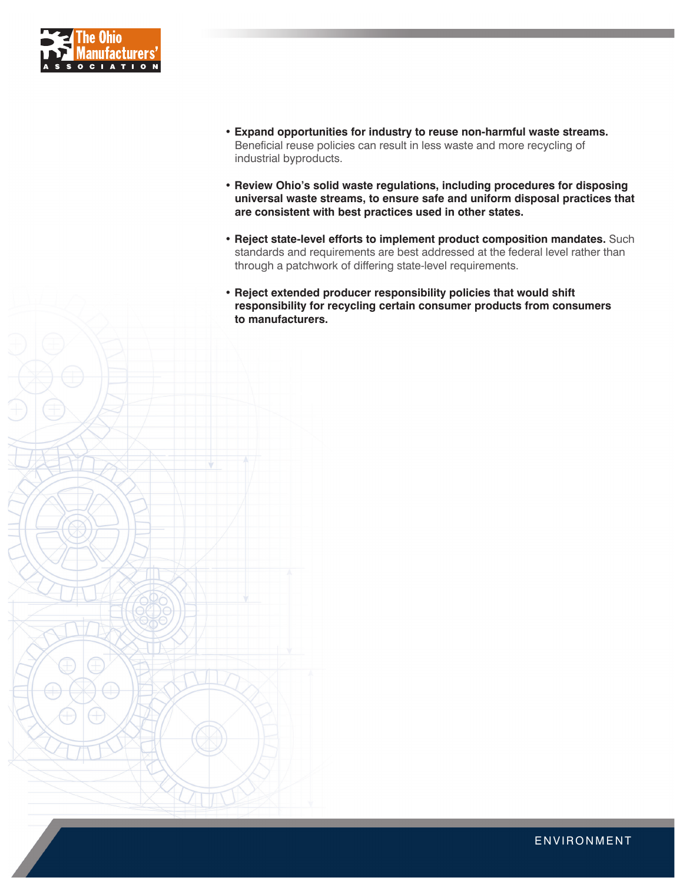- **Expand opportunities for industry to reuse non-harmful waste streams.** Beneficial reuse policies can result in less waste and more recycling of industrial byproducts.

- **Review Ohio's solid waste regulations, including procedures for disposing universal waste streams, to ensure safe and uniform disposal practices that are consistent with best practices used in other states.**

- **Reject state-level efforts to implement product composition mandates.** Such standards and requirements are best addressed at the federal level rather than through a patchwork of differing state-level requirements.

- **Reject extended producer responsibility policies that would shift responsibility for recycling certain consumer products from consumers to manufacturers.**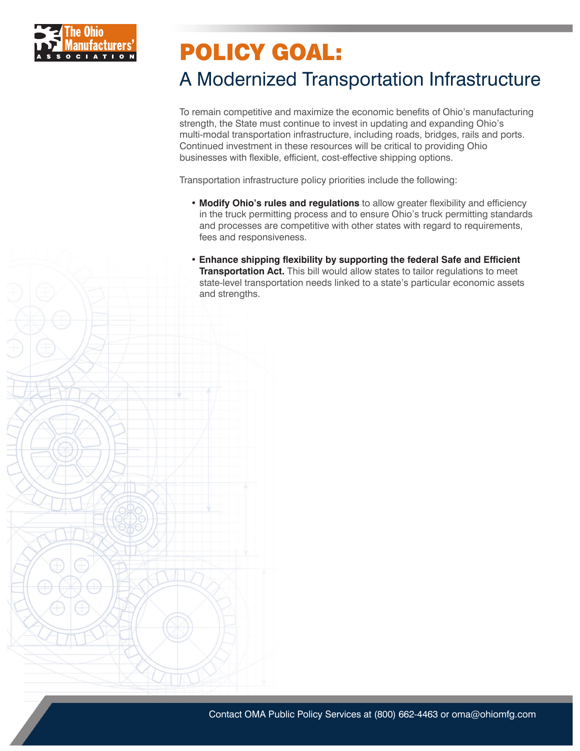# POLICY GOAL:

## A Modernized Transportation Infrastructure

To remain competitive and maximize the economic benefits of Ohio's manufacturing strength, the State must continue to invest in updating and expanding Ohio's multi-modal transportation infrastructure, including roads, bridges, rails and ports. Continued investment in these resources will be critical to providing Ohio businesses with flexible, efficient, cost-effective shipping options.

Transportation infrastructure policy priorities include the following:

- **Modify Ohio's rules and regulations** to allow greater flexibility and efficiency in the truck permitting process and to ensure Ohio's truck permitting standards and processes are competitive with other states with regard to requirements, fees and responsiveness.
- **Enhance shipping flexibility by supporting the federal Safe and Efficient Transportation Act.** This bill would allow states to tailor regulations to meet state-level transportation needs linked to a state's particular economic assets and strengths.

Contact OMA Public Policy Services at (800) 662-4463 or oma@ohiomfg.com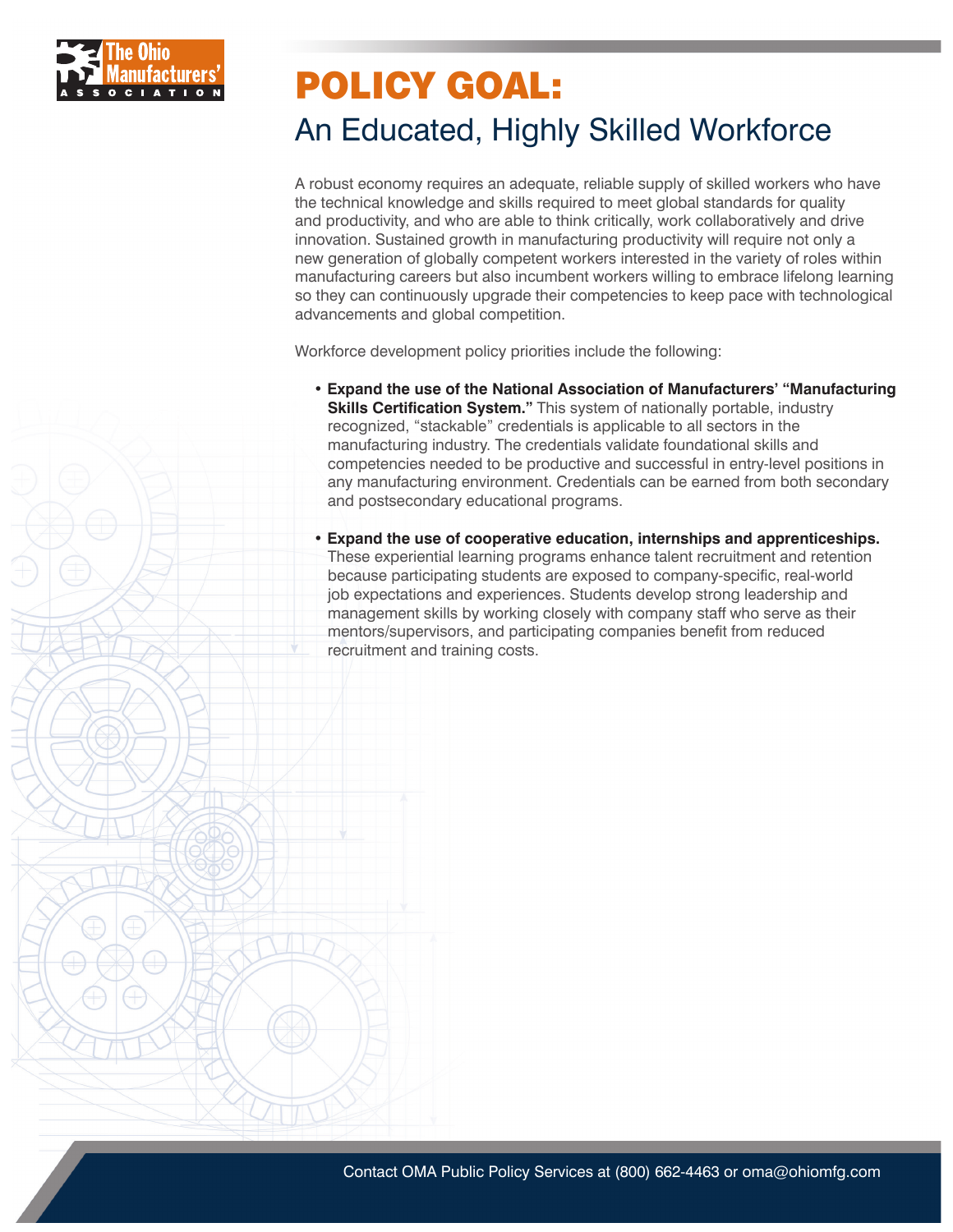# POLICY GOAL:

## An Educated, Highly Skilled Workforce

A robust economy requires an adequate, reliable supply of skilled workers who have the technical knowledge and skills required to meet global standards for quality and productivity, and who are able to think critically, work collaboratively and drive innovation. Sustained growth in manufacturing productivity will require not only a new generation of globally competent workers interested in the variety of roles within manufacturing careers but also incumbent workers willing to embrace lifelong learning so they can continuously upgrade their competencies to keep pace with technological advancements and global competition.

Workforce development policy priorities include the following:

- **Expand the use of the National Association of Manufacturers' "Manufacturing Skills Certification System."** This system of nationally portable, industry recognized, "stackable" credentials is applicable to all sectors in the manufacturing industry. The credentials validate foundational skills and competencies needed to be productive and successful in entry-level positions in any manufacturing environment. Credentials can be earned from both secondary and postsecondary educational programs.

- **Expand the use of cooperative education, internships and apprenticeships.** These experiential learning programs enhance talent recruitment and retention because participating students are exposed to company-specific, real-world job expectations and experiences. Students develop strong leadership and management skills by working closely with company staff who serve as their mentors/supervisors, and participating companies benefit from reduced recruitment and training costs.

Contact OMA Public Policy Services at (800) 662-4463 or oma@ohiomfg.com